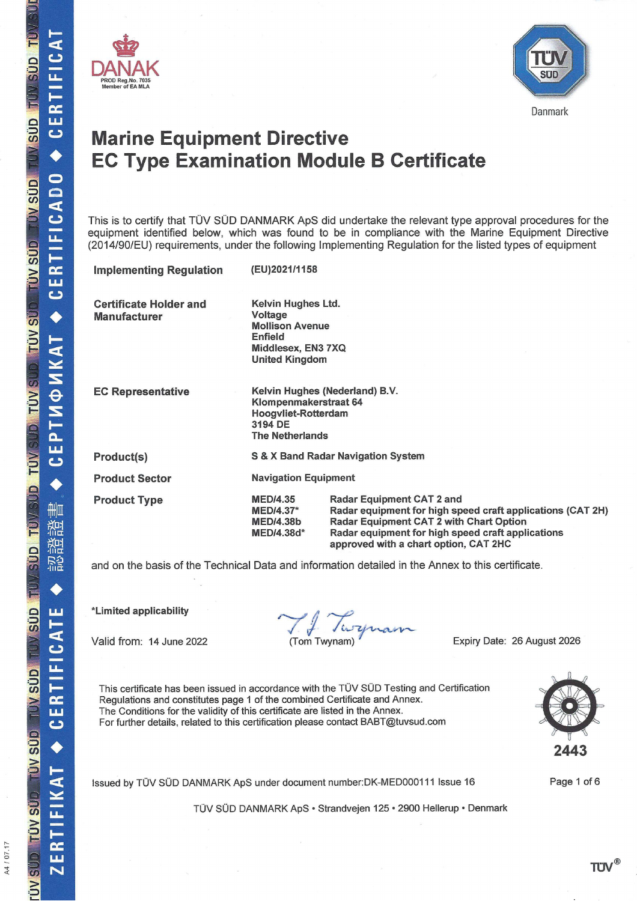DANAK

PROD Reg.No. 7035
Member of EA MLA

TÜV SÜD Danmark

# Marine Equipment Directive
# EC Type Examination Module B Certificate

This is to certify that TÜV SÜD DANMARK ApS did undertake the relevant type approval procedures for the equipment identified below, which was found to be in compliance with the Marine Equipment Directive (2014/90/EU) requirements, under the following Implementing Regulation for the listed types of equipment

| | |
|---|---|
| **Implementing Regulation** | **(EU)2021/1158** |
| **Certificate Holder and Manufacturer** | **Kelvin Hughes Ltd.**<br>**Voltage**<br>**Mollison Avenue**<br>**Enfield**<br>**Middlesex, EN3 7XQ**<br>**United Kingdom** |
| **EC Representative** | **Kelvin Hughes (Nederland) B.V.**<br>**Klompenmakerstraat 64**<br>**Hoogvliet-Rotterdam**<br>**3194 DE**<br>**The Netherlands** |
| **Product(s)** | **S & X Band Radar Navigation System** |
| **Product Sector** | **Navigation Equipment** |
| **Product Type** | **MED/4.35** Radar Equipment CAT 2 and<br>**MED/4.37*** Radar equipment for high speed craft applications (CAT 2H)<br>**MED/4.38b** Radar Equipment CAT 2 with Chart Option<br>**MED/4.38d*** Radar equipment for high speed craft applications approved with a chart option, CAT 2HC |

and on the basis of the Technical Data and information detailed in the Annex to this certificate.

**\*Limited applicability**

Valid from: 14 June 2022

(Tom Twynam)

Expiry Date: 26 August 2026

This certificate has been issued in accordance with the TÜV SÜD Testing and Certification Regulations and constitutes page 1 of the combined Certificate and Annex.
The Conditions for the validity of this certificate are listed in the Annex.
For further details, related to this certification please contact BABT@tuvsud.com

2443

Issued by TÜV SÜD DANMARK ApS under document number:DK-MED000111 Issue 16

TÜV SÜD DANMARK ApS • Strandvejen 125 • 2900 Hellerup • Denmark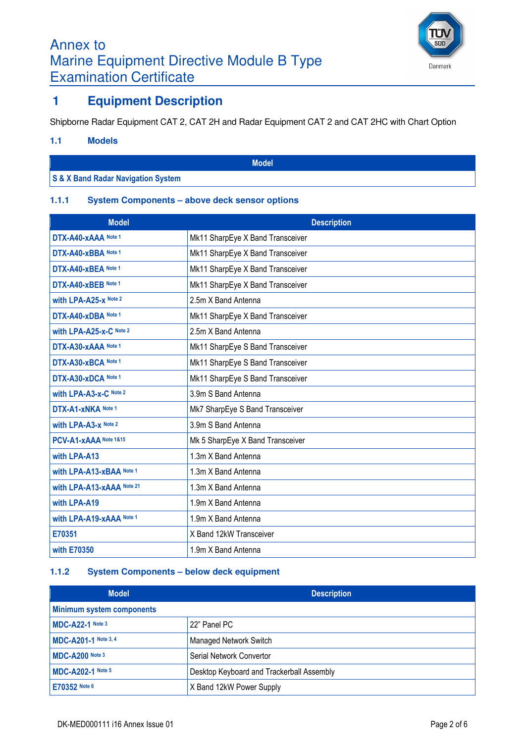# Annex to Marine Equipment Directive Module B Type Examination Certificate

## 1 Equipment Description

Shipborne Radar Equipment CAT 2, CAT 2H and Radar Equipment CAT 2 and CAT 2HC with Chart Option

### 1.1 Models

| Model |
|---|
| S & X Band Radar Navigation System |

#### 1.1.1 System Components – above deck sensor options

| Model | Description |
|---|---|
| DTX-A40-xAAA Note 1 | Mk11 SharpEye X Band Transceiver |
| DTX-A40-xBBA Note 1 | Mk11 SharpEye X Band Transceiver |
| DTX-A40-xBEA Note 1 | Mk11 SharpEye X Band Transceiver |
| DTX-A40-xBEB Note 1 | Mk11 SharpEye X Band Transceiver |
| with LPA-A25-x Note 2 | 2.5m X Band Antenna |
| DTX-A40-xDBA Note 1 | Mk11 SharpEye X Band Transceiver |
| with LPA-A25-x-C Note 2 | 2.5m X Band Antenna |
| DTX-A30-xAAA Note 1 | Mk11 SharpEye S Band Transceiver |
| DTX-A30-xBCA Note 1 | Mk11 SharpEye S Band Transceiver |
| DTX-A30-xDCA Note 1 | Mk11 SharpEye S Band Transceiver |
| with LPA-A3-x-C Note 2 | 3.9m S Band Antenna |
| DTX-A1-xNKA Note 1 | Mk7 SharpEye S Band Transceiver |
| with LPA-A3-x Note 2 | 3.9m S Band Antenna |
| PCV-A1-xAAA Note 1&15 | Mk 5 SharpEye X Band Transceiver |
| with LPA-A13 | 1.3m X Band Antenna |
| with LPA-A13-xBAA Note 1 | 1.3m X Band Antenna |
| with LPA-A13-xAAA Note 21 | 1.3m X Band Antenna |
| with LPA-A19 | 1.9m X Band Antenna |
| with LPA-A19-xAAA Note 1 | 1.9m X Band Antenna |
| E70351 | X Band 12kW Transceiver |
| with E70350 | 1.9m X Band Antenna |

#### 1.1.2 System Components – below deck equipment

| Model | Description |
|---|---|
| **Minimum system components** | |
| MDC-A22-1 Note 3 | 22" Panel PC |
| MDC-A201-1 Note 3, 4 | Managed Network Switch |
| MDC-A200 Note 3 | Serial Network Convertor |
| MDC-A202-1 Note 5 | Desktop Keyboard and Trackerball Assembly |
| E70352 Note 6 | X Band 12kW Power Supply |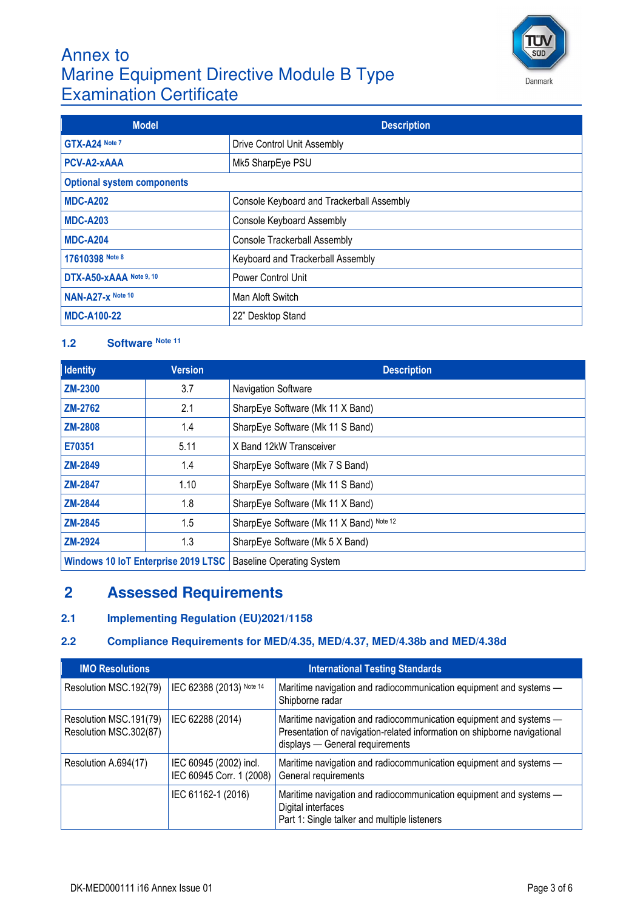| Model | Description |
|---|---|
| **GTX-A24** Note 7 | Drive Control Unit Assembly |
| **PCV-A2-xAAA** | Mk5 SharpEye PSU |
| **Optional system components** | |
| **MDC-A202** | Console Keyboard and Trackerball Assembly |
| **MDC-A203** | Console Keyboard Assembly |
| **MDC-A204** | Console Trackerball Assembly |
| **17610398** Note 8 | Keyboard and Trackerball Assembly |
| **DTX-A50-xAAA** Note 9, 10 | Power Control Unit |
| **NAN-A27-x** Note 10 | Man Aloft Switch |
| **MDC-A100-22** | 22" Desktop Stand |

### 1.2 Software Note 11

| Identity | Version | Description |
|---|---|---|
| **ZM-2300** | 3.7 | Navigation Software |
| **ZM-2762** | 2.1 | SharpEye Software (Mk 11 X Band) |
| **ZM-2808** | 1.4 | SharpEye Software (Mk 11 S Band) |
| **E70351** | 5.11 | X Band 12kW Transceiver |
| **ZM-2849** | 1.4 | SharpEye Software (Mk 7 S Band) |
| **ZM-2847** | 1.10 | SharpEye Software (Mk 11 S Band) |
| **ZM-2844** | 1.8 | SharpEye Software (Mk 11 X Band) |
| **ZM-2845** | 1.5 | SharpEye Software (Mk 11 X Band) Note 12 |
| **ZM-2924** | 1.3 | SharpEye Software (Mk 5 X Band) |
| **Windows 10 IoT Enterprise 2019 LTSC** | | Baseline Operating System |

## 2 Assessed Requirements

### 2.1 Implementing Regulation (EU)2021/1158

### 2.2 Compliance Requirements for MED/4.35, MED/4.37, MED/4.38b and MED/4.38d

| IMO Resolutions | International Testing Standards | |
|---|---|---|
| Resolution MSC.192(79) | IEC 62388 (2013) Note 14 | Maritime navigation and radiocommunication equipment and systems — Shipborne radar |
| Resolution MSC.191(79)<br>Resolution MSC.302(87) | IEC 62288 (2014) | Maritime navigation and radiocommunication equipment and systems — Presentation of navigation-related information on shipborne navigational displays — General requirements |
| Resolution A.694(17) | IEC 60945 (2002) incl.<br>IEC 60945 Corr. 1 (2008) | Maritime navigation and radiocommunication equipment and systems — General requirements |
| | IEC 61162-1 (2016) | Maritime navigation and radiocommunication equipment and systems — Digital interfaces<br>Part 1: Single talker and multiple listeners |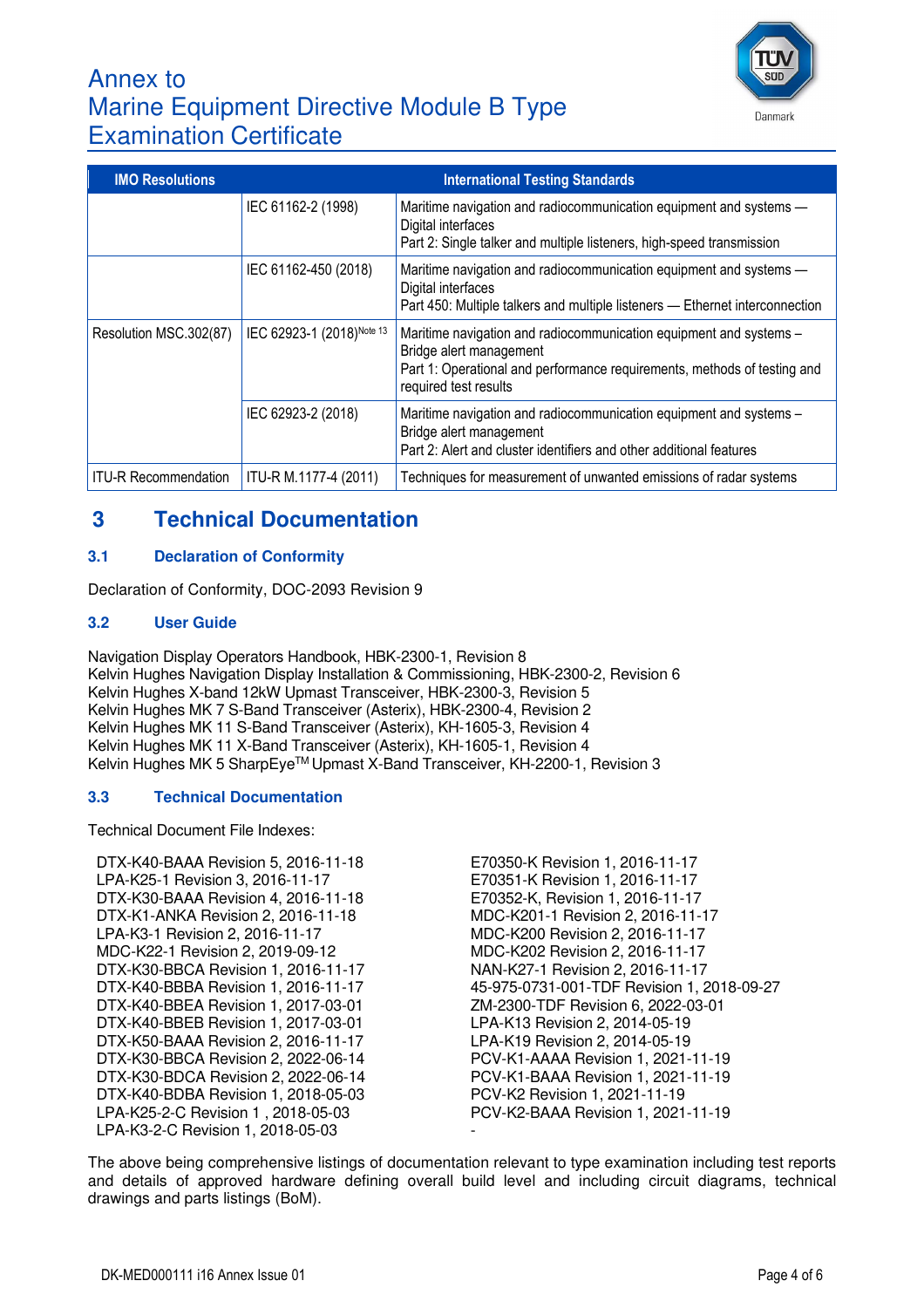| IMO Resolutions | International Testing Standards | |
|---|---|---|
| | IEC 61162-2 (1998) | Maritime navigation and radiocommunication equipment and systems — Digital interfaces<br>Part 2: Single talker and multiple listeners, high-speed transmission |
| | IEC 61162-450 (2018) | Maritime navigation and radiocommunication equipment and systems — Digital interfaces<br>Part 450: Multiple talkers and multiple listeners — Ethernet interconnection |
| Resolution MSC.302(87) | IEC 62923-1 (2018)[Note 13] | Maritime navigation and radiocommunication equipment and systems – Bridge alert management<br>Part 1: Operational and performance requirements, methods of testing and required test results |
| | IEC 62923-2 (2018) | Maritime navigation and radiocommunication equipment and systems – Bridge alert management<br>Part 2: Alert and cluster identifiers and other additional features |
| ITU-R Recommendation | ITU-R M.1177-4 (2011) | Techniques for measurement of unwanted emissions of radar systems |

# 3 Technical Documentation

## 3.1 Declaration of Conformity

Declaration of Conformity, DOC-2093 Revision 9

## 3.2 User Guide

Navigation Display Operators Handbook, HBK-2300-1, Revision 8
Kelvin Hughes Navigation Display Installation & Commissioning, HBK-2300-2, Revision 6
Kelvin Hughes X-band 12kW Upmast Transceiver, HBK-2300-3, Revision 5
Kelvin Hughes MK 7 S-Band Transceiver (Asterix), HBK-2300-4, Revision 2
Kelvin Hughes MK 11 S-Band Transceiver (Asterix), KH-1605-3, Revision 4
Kelvin Hughes MK 11 X-Band Transceiver (Asterix), KH-1605-1, Revision 4
Kelvin Hughes MK 5 SharpEye™ Upmast X-Band Transceiver, KH-2200-1, Revision 3

## 3.3 Technical Documentation

Technical Document File Indexes:

DTX-K40-BAAA Revision 5, 2016-11-18
LPA-K25-1 Revision 3, 2016-11-17
DTX-K30-BAAA Revision 4, 2016-11-18
DTX-K1-ANKA Revision 2, 2016-11-18
LPA-K3-1 Revision 2, 2016-11-17
MDC-K22-1 Revision 2, 2019-09-12
DTX-K30-BBCA Revision 1, 2016-11-17
DTX-K40-BBBA Revision 1, 2016-11-17
DTX-K40-BBEA Revision 1, 2017-03-01
DTX-K40-BBEB Revision 1, 2017-03-01
DTX-K50-BAAA Revision 2, 2016-11-17
DTX-K30-BBCA Revision 2, 2022-06-14
DTX-K30-BDCA Revision 2, 2022-06-14
DTX-K40-BDBA Revision 1, 2018-05-03
LPA-K25-2-C Revision 1 , 2018-05-03
LPA-K3-2-C Revision 1, 2018-05-03

E70350-K Revision 1, 2016-11-17
E70351-K Revision 1, 2016-11-17
E70352-K, Revision 1, 2016-11-17
MDC-K201-1 Revision 2, 2016-11-17
MDC-K200 Revision 2, 2016-11-17
MDC-K202 Revision 2, 2016-11-17
NAN-K27-1 Revision 2, 2016-11-17
45-975-0731-001-TDF Revision 1, 2018-09-27
ZM-2300-TDF Revision 6, 2022-03-01
LPA-K13 Revision 2, 2014-05-19
LPA-K19 Revision 2, 2014-05-19
PCV-K1-AAAA Revision 1, 2021-11-19
PCV-K1-BAAA Revision 1, 2021-11-19
PCV-K2 Revision 1, 2021-11-19
PCV-K2-BAAA Revision 1, 2021-11-19
-

The above being comprehensive listings of documentation relevant to type examination including test reports and details of approved hardware defining overall build level and including circuit diagrams, technical drawings and parts listings (BoM).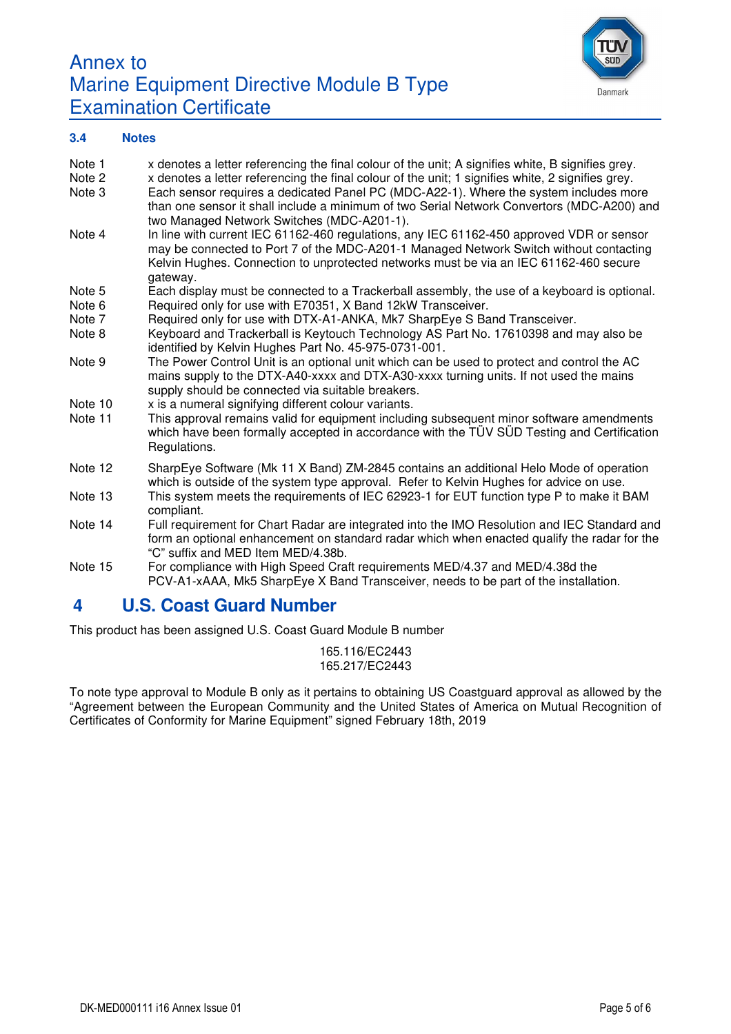### 3.4 Notes

| | |
|---|---|
| Note 1 | x denotes a letter referencing the final colour of the unit; A signifies white, B signifies grey. |
| Note 2 | x denotes a letter referencing the final colour of the unit; 1 signifies white, 2 signifies grey. |
| Note 3 | Each sensor requires a dedicated Panel PC (MDC-A22-1). Where the system includes more than one sensor it shall include a minimum of two Serial Network Convertors (MDC-A200) and two Managed Network Switches (MDC-A201-1). |
| Note 4 | In line with current IEC 61162-460 regulations, any IEC 61162-450 approved VDR or sensor may be connected to Port 7 of the MDC-A201-1 Managed Network Switch without contacting Kelvin Hughes. Connection to unprotected networks must be via an IEC 61162-460 secure gateway. |
| Note 5 | Each display must be connected to a Trackerball assembly, the use of a keyboard is optional. |
| Note 6 | Required only for use with E70351, X Band 12kW Transceiver. |
| Note 7 | Required only for use with DTX-A1-ANKA, Mk7 SharpEye S Band Transceiver. |
| Note 8 | Keyboard and Trackerball is Keytouch Technology AS Part No. 17610398 and may also be identified by Kelvin Hughes Part No. 45-975-0731-001. |
| Note 9 | The Power Control Unit is an optional unit which can be used to protect and control the AC mains supply to the DTX-A40-xxxx and DTX-A30-xxxx turning units. If not used the mains supply should be connected via suitable breakers. |
| Note 10 | x is a numeral signifying different colour variants. |
| Note 11 | This approval remains valid for equipment including subsequent minor software amendments which have been formally accepted in accordance with the TÜV SÜD Testing and Certification Regulations. |
| Note 12 | SharpEye Software (Mk 11 X Band) ZM-2845 contains an additional Helo Mode of operation which is outside of the system type approval. Refer to Kelvin Hughes for advice on use. |
| Note 13 | This system meets the requirements of IEC 62923-1 for EUT function type P to make it BAM compliant. |
| Note 14 | Full requirement for Chart Radar are integrated into the IMO Resolution and IEC Standard and form an optional enhancement on standard radar which when enacted qualify the radar for the "C" suffix and MED Item MED/4.38b. |
| Note 15 | For compliance with High Speed Craft requirements MED/4.37 and MED/4.38d the PCV-A1-xAAA, Mk5 SharpEye X Band Transceiver, needs to be part of the installation. |

## 4 U.S. Coast Guard Number

This product has been assigned U.S. Coast Guard Module B number

165.116/EC2443
165.217/EC2443

To note type approval to Module B only as it pertains to obtaining US Coastguard approval as allowed by the "Agreement between the European Community and the United States of America on Mutual Recognition of Certificates of Conformity for Marine Equipment" signed February 18th, 2019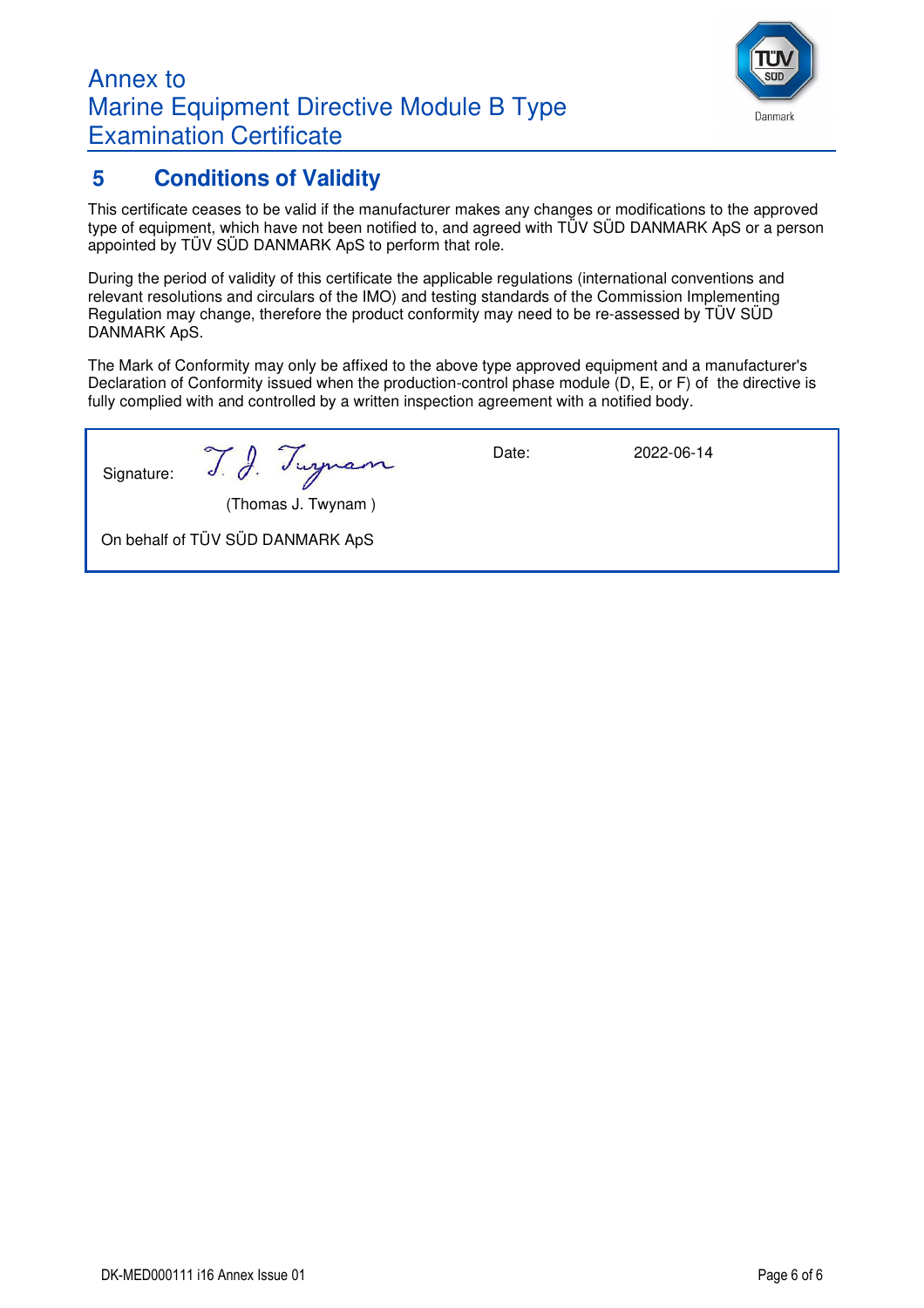## 5 Conditions of Validity

This certificate ceases to be valid if the manufacturer makes any changes or modifications to the approved type of equipment, which have not been notified to, and agreed with TÜV SÜD DANMARK ApS or a person appointed by TÜV SÜD DANMARK ApS to perform that role.

During the period of validity of this certificate the applicable regulations (international conventions and relevant resolutions and circulars of the IMO) and testing standards of the Commission Implementing Regulation may change, therefore the product conformity may need to be re-assessed by TÜV SÜD DANMARK ApS.

The Mark of Conformity may only be affixed to the above type approved equipment and a manufacturer's Declaration of Conformity issued when the production-control phase module (D, E, or F) of the directive is fully complied with and controlled by a written inspection agreement with a notified body.

| | | | |
|---|---|---|---|
| Signature: | T. J. Twynam (Thomas J. Twynam ) | Date: | 2022-06-14 |
| On behalf of TÜV SÜD DANMARK ApS | | | |